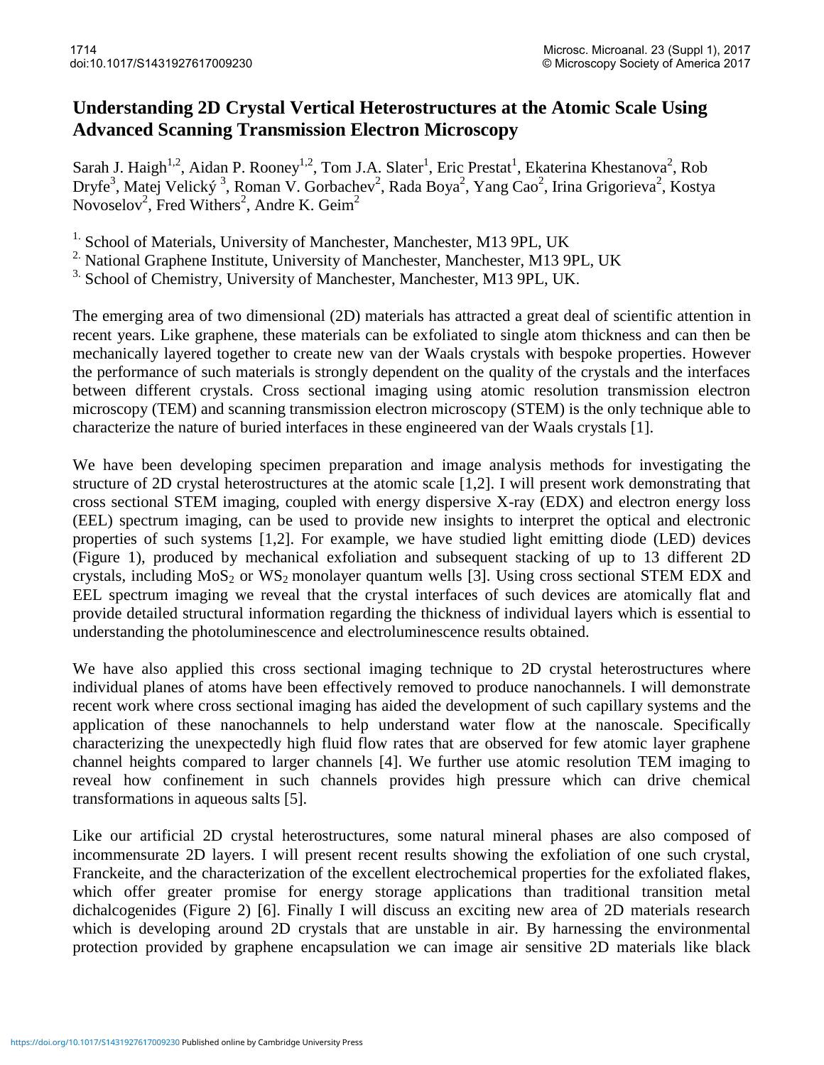# Understanding 2D Crystal Vertical Heterostructures at the Atomic Scale Using Advanced Scanning Transmission Electron Microscopy

Sarah J. Haigh[1,2], Aidan P. Rooney[1,2], Tom J.A. Slater[1], Eric Prestat[1], Ekaterina Khestanova[2], Rob Dryfe[3], Matej Velický [3], Roman V. Gorbachev[2], Rada Boya[2], Yang Cao[2], Irina Grigorieva[2], Kostya Novoselov[2], Fred Withers[2], Andre K. Geim[2]

[1.] School of Materials, University of Manchester, Manchester, M13 9PL, UK

[2.] National Graphene Institute, University of Manchester, Manchester, M13 9PL, UK

[3.] School of Chemistry, University of Manchester, Manchester, M13 9PL, UK.

The emerging area of two dimensional (2D) materials has attracted a great deal of scientific attention in recent years. Like graphene, these materials can be exfoliated to single atom thickness and can then be mechanically layered together to create new van der Waals crystals with bespoke properties. However the performance of such materials is strongly dependent on the quality of the crystals and the interfaces between different crystals. Cross sectional imaging using atomic resolution transmission electron microscopy (TEM) and scanning transmission electron microscopy (STEM) is the only technique able to characterize the nature of buried interfaces in these engineered van der Waals crystals [1].

We have been developing specimen preparation and image analysis methods for investigating the structure of 2D crystal heterostructures at the atomic scale [1,2]. I will present work demonstrating that cross sectional STEM imaging, coupled with energy dispersive X-ray (EDX) and electron energy loss (EEL) spectrum imaging, can be used to provide new insights to interpret the optical and electronic properties of such systems [1,2]. For example, we have studied light emitting diode (LED) devices (Figure 1), produced by mechanical exfoliation and subsequent stacking of up to 13 different 2D crystals, including $MoS_2$ or $WS_2$ monolayer quantum wells [3]. Using cross sectional STEM EDX and EEL spectrum imaging we reveal that the crystal interfaces of such devices are atomically flat and provide detailed structural information regarding the thickness of individual layers which is essential to understanding the photoluminescence and electroluminescence results obtained.

We have also applied this cross sectional imaging technique to 2D crystal heterostructures where individual planes of atoms have been effectively removed to produce nanochannels. I will demonstrate recent work where cross sectional imaging has aided the development of such capillary systems and the application of these nanochannels to help understand water flow at the nanoscale. Specifically characterizing the unexpectedly high fluid flow rates that are observed for few atomic layer graphene channel heights compared to larger channels [4]. We further use atomic resolution TEM imaging to reveal how confinement in such channels provides high pressure which can drive chemical transformations in aqueous salts [5].

Like our artificial 2D crystal heterostructures, some natural mineral phases are also composed of incommensurate 2D layers. I will present recent results showing the exfoliation of one such crystal, Franckeite, and the characterization of the excellent electrochemical properties for the exfoliated flakes, which offer greater promise for energy storage applications than traditional transition metal dichalcogenides (Figure 2) [6]. Finally I will discuss an exciting new area of 2D materials research which is developing around 2D crystals that are unstable in air. By harnessing the environmental protection provided by graphene encapsulation we can image air sensitive 2D materials like black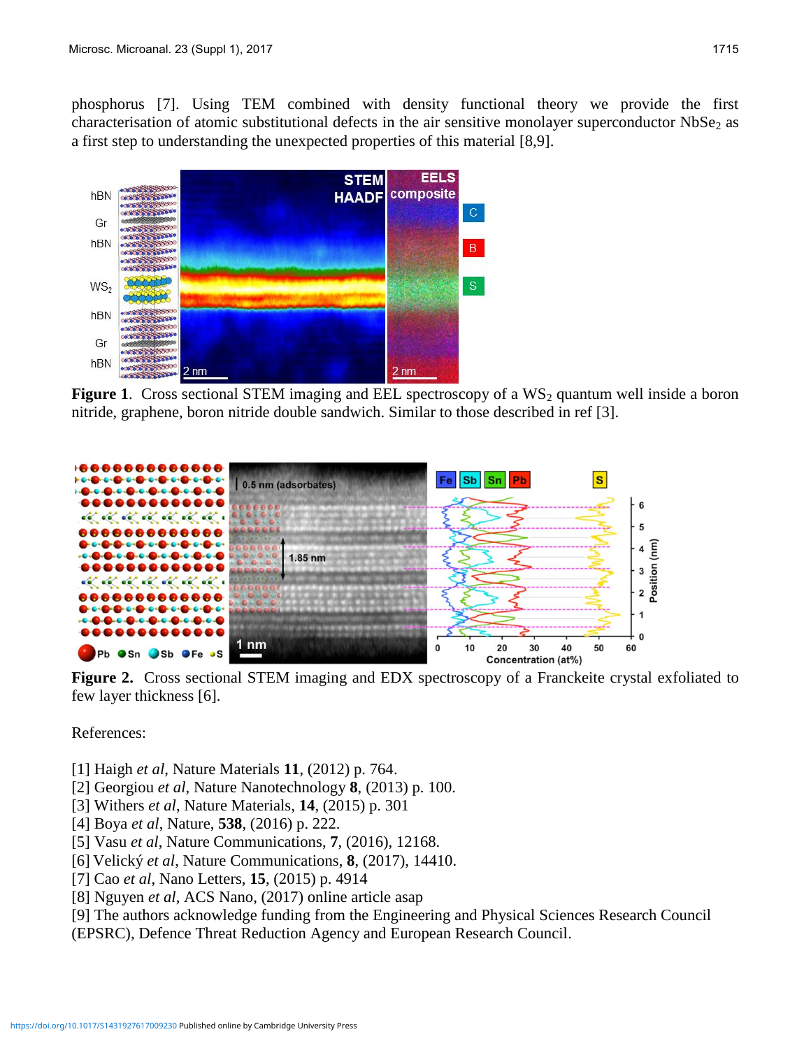phosphorus [7]. Using TEM combined with density functional theory we provide the first characterisation of atomic substitutional defects in the air sensitive monolayer superconductor $NbSe_2$ as a first step to understanding the unexpected properties of this material [8,9].

hBN
Gr
hBN
$WS_2$
hBN
Gr
hBN
STEM HAADF
EELS composite
C
B
S
2 nm
2 nm

**Figure 1**. Cross sectional STEM imaging and EEL spectroscopy of a $WS_2$ quantum well inside a boron nitride, graphene, boron nitride double sandwich. Similar to those described in ref [3].

Pb Sn Sb Fe S
0.5 nm (adsorbates)
1.85 nm
1 nm
Fe Sb Sn Pb S
0 10 20 30 40 50 60
Concentration (at%)
Position (nm)
0 1 2 3 4 5 6

**Figure 2.** Cross sectional STEM imaging and EDX spectroscopy of a Franckeite crystal exfoliated to few layer thickness [6].

References:

[1] Haigh *et al*, Nature Materials **11**, (2012) p. 764.
[2] Georgiou *et al*, Nature Nanotechnology **8**, (2013) p. 100.
[3] Withers *et al*, Nature Materials, **14**, (2015) p. 301
[4] Boya *et al*, Nature, **538**, (2016) p. 222.
[5] Vasu *et al*, Nature Communications, **7**, (2016), 12168.
[6] Velický *et al*, Nature Communications, **8**, (2017), 14410.
[7] Cao *et al*, Nano Letters, **15**, (2015) p. 4914
[8] Nguyen *et al*, ACS Nano, (2017) online article asap
[9] The authors acknowledge funding from the Engineering and Physical Sciences Research Council (EPSRC), Defence Threat Reduction Agency and European Research Council.